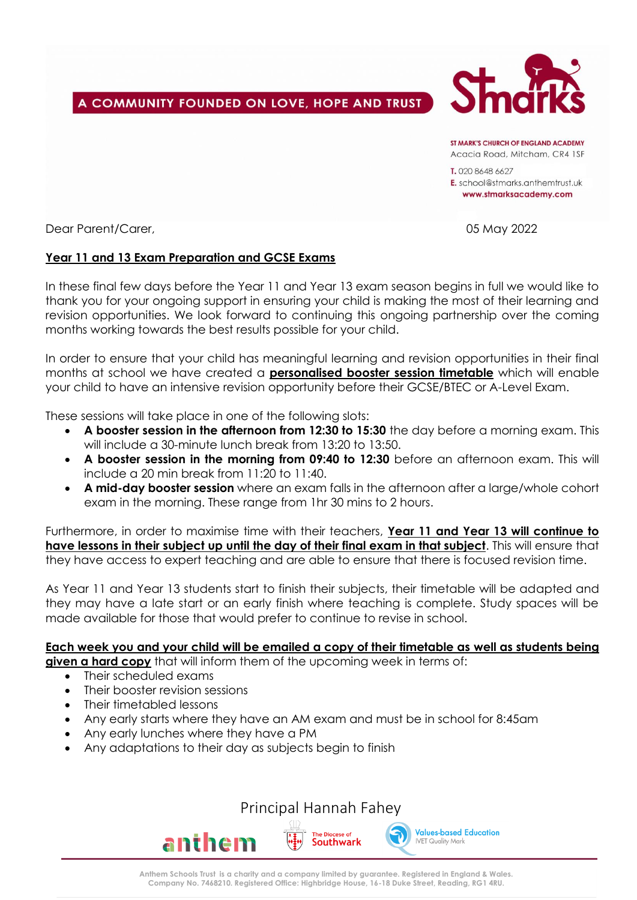A COMMUNITY FOUNDED ON LOVE, HOPE AND TRUST

St Marks

ST MARK'S CHURCH OF ENGLAND ACADEMY
Acacia Road, Mitcham, CR4 1SF

T. 020 8648 6627
E. school@stmarks.anthemtrust.uk
www.stmarksacademy.com

Dear Parent/Carer,

05 May 2022

**Year 11 and 13 Exam Preparation and GCSE Exams**

In these final few days before the Year 11 and Year 13 exam season begins in full we would like to thank you for your ongoing support in ensuring your child is making the most of their learning and revision opportunities. We look forward to continuing this ongoing partnership over the coming months working towards the best results possible for your child.

In order to ensure that your child has meaningful learning and revision opportunities in their final months at school we have created a **personalised booster session timetable** which will enable your child to have an intensive revision opportunity before their GCSE/BTEC or A-Level Exam.

These sessions will take place in one of the following slots:

- **A booster session in the afternoon from 12:30 to 15:30** the day before a morning exam. This will include a 30-minute lunch break from 13:20 to 13:50.
- **A booster session in the morning from 09:40 to 12:30** before an afternoon exam. This will include a 20 min break from 11:20 to 11:40.
- **A mid-day booster session** where an exam falls in the afternoon after a large/whole cohort exam in the morning. These range from 1hr 30 mins to 2 hours.

Furthermore, in order to maximise time with their teachers, **Year 11 and Year 13 will continue to have lessons in their subject up until the day of their final exam in that subject**. This will ensure that they have access to expert teaching and are able to ensure that there is focused revision time.

As Year 11 and Year 13 students start to finish their subjects, their timetable will be adapted and they may have a late start or an early finish where teaching is complete. Study spaces will be made available for those that would prefer to continue to revise in school.

**Each week you and your child will be emailed a copy of their timetable as well as students being given a hard copy** that will inform them of the upcoming week in terms of:

- Their scheduled exams
- Their booster revision sessions
- Their timetabled lessons
- Any early starts where they have an AM exam and must be in school for 8:45am
- Any early lunches where they have a PM
- Any adaptations to their day as subjects begin to finish

Principal Hannah Fahey

anthem | The Diocese of Southwark | Values-based Education IVET Quality Mark

Anthem Schools Trust is a charity and a company limited by guarantee. Registered in England & Wales. Company No. 7468210. Registered Office: Highbridge House, 16-18 Duke Street, Reading, RG1 4RU.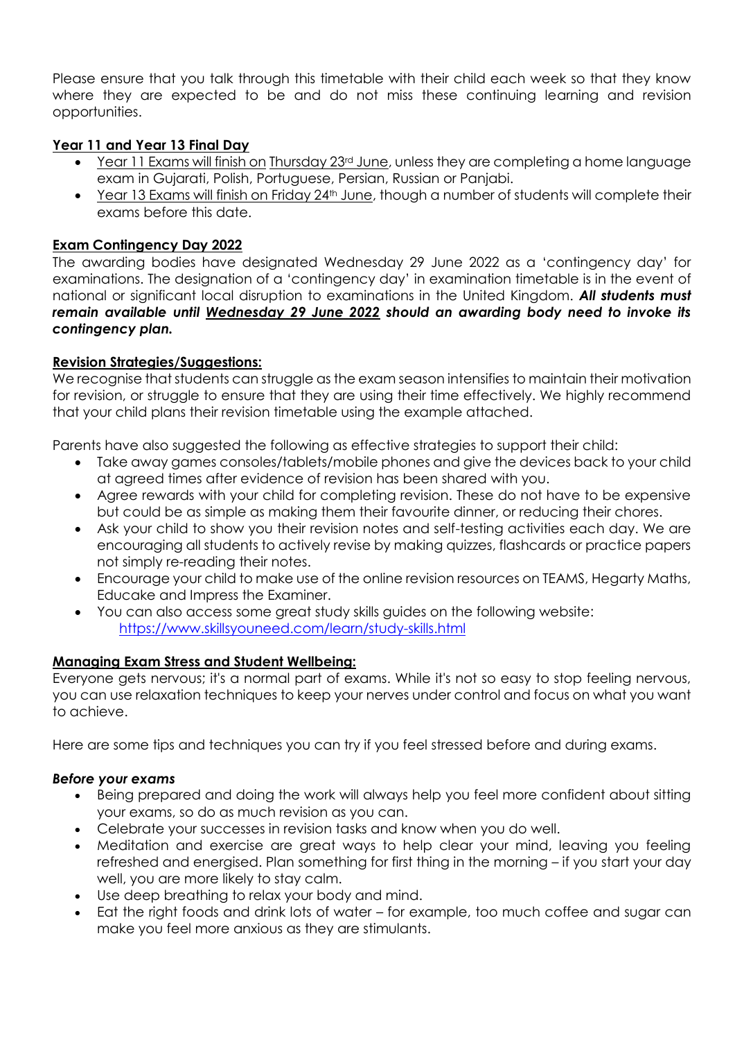Please ensure that you talk through this timetable with their child each week so that they know where they are expected to be and do not miss these continuing learning and revision opportunities.

**Year 11 and Year 13 Final Day**

- Year 11 Exams will finish on Thursday 23rd June, unless they are completing a home language exam in Gujarati, Polish, Portuguese, Persian, Russian or Panjabi.
- Year 13 Exams will finish on Friday 24th June, though a number of students will complete their exams before this date.

**Exam Contingency Day 2022**

The awarding bodies have designated Wednesday 29 June 2022 as a 'contingency day' for examinations. The designation of a 'contingency day' in examination timetable is in the event of national or significant local disruption to examinations in the United Kingdom. ***All students must remain available until Wednesday 29 June 2022 should an awarding body need to invoke its contingency plan.***

**Revision Strategies/Suggestions:**

We recognise that students can struggle as the exam season intensifies to maintain their motivation for revision, or struggle to ensure that they are using their time effectively. We highly recommend that your child plans their revision timetable using the example attached.

Parents have also suggested the following as effective strategies to support their child:

- Take away games consoles/tablets/mobile phones and give the devices back to your child at agreed times after evidence of revision has been shared with you.
- Agree rewards with your child for completing revision. These do not have to be expensive but could be as simple as making them their favourite dinner, or reducing their chores.
- Ask your child to show you their revision notes and self-testing activities each day. We are encouraging all students to actively revise by making quizzes, flashcards or practice papers not simply re-reading their notes.
- Encourage your child to make use of the online revision resources on TEAMS, Hegarty Maths, Educake and Impress the Examiner.
- You can also access some great study skills guides on the following website: https://www.skillsyouneed.com/learn/study-skills.html

**Managing Exam Stress and Student Wellbeing:**

Everyone gets nervous; it's a normal part of exams. While it's not so easy to stop feeling nervous, you can use relaxation techniques to keep your nerves under control and focus on what you want to achieve.

Here are some tips and techniques you can try if you feel stressed before and during exams.

***Before your exams***

- Being prepared and doing the work will always help you feel more confident about sitting your exams, so do as much revision as you can.
- Celebrate your successes in revision tasks and know when you do well.
- Meditation and exercise are great ways to help clear your mind, leaving you feeling refreshed and energised. Plan something for first thing in the morning – if you start your day well, you are more likely to stay calm.
- Use deep breathing to relax your body and mind.
- Eat the right foods and drink lots of water – for example, too much coffee and sugar can make you feel more anxious as they are stimulants.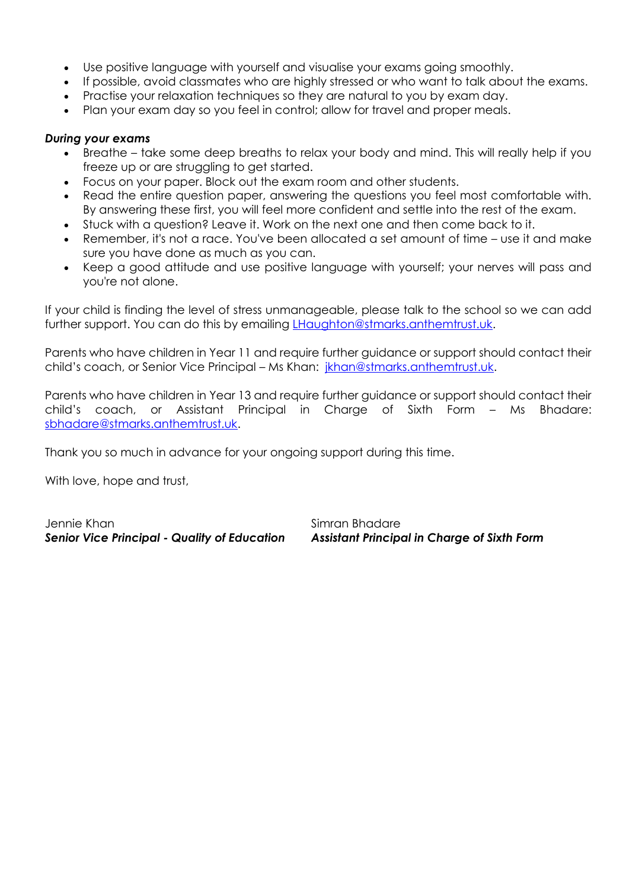- Use positive language with yourself and visualise your exams going smoothly.
- If possible, avoid classmates who are highly stressed or who want to talk about the exams.
- Practise your relaxation techniques so they are natural to you by exam day.
- Plan your exam day so you feel in control; allow for travel and proper meals.

***During your exams***

- Breathe – take some deep breaths to relax your body and mind. This will really help if you freeze up or are struggling to get started.
- Focus on your paper. Block out the exam room and other students.
- Read the entire question paper, answering the questions you feel most comfortable with. By answering these first, you will feel more confident and settle into the rest of the exam.
- Stuck with a question? Leave it. Work on the next one and then come back to it.
- Remember, it's not a race. You've been allocated a set amount of time – use it and make sure you have done as much as you can.
- Keep a good attitude and use positive language with yourself; your nerves will pass and you're not alone.

If your child is finding the level of stress unmanageable, please talk to the school so we can add further support. You can do this by emailing LHaughton@stmarks.anthemtrust.uk.

Parents who have children in Year 11 and require further guidance or support should contact their child's coach, or Senior Vice Principal – Ms Khan: jkhan@stmarks.anthemtrust.uk.

Parents who have children in Year 13 and require further guidance or support should contact their child's coach, or Assistant Principal in Charge of Sixth Form – Ms Bhadare: sbhadare@stmarks.anthemtrust.uk.

Thank you so much in advance for your ongoing support during this time.

With love, hope and trust,

Jennie Khan
***Senior Vice Principal - Quality of Education***

Simran Bhadare
***Assistant Principal in Charge of Sixth Form***